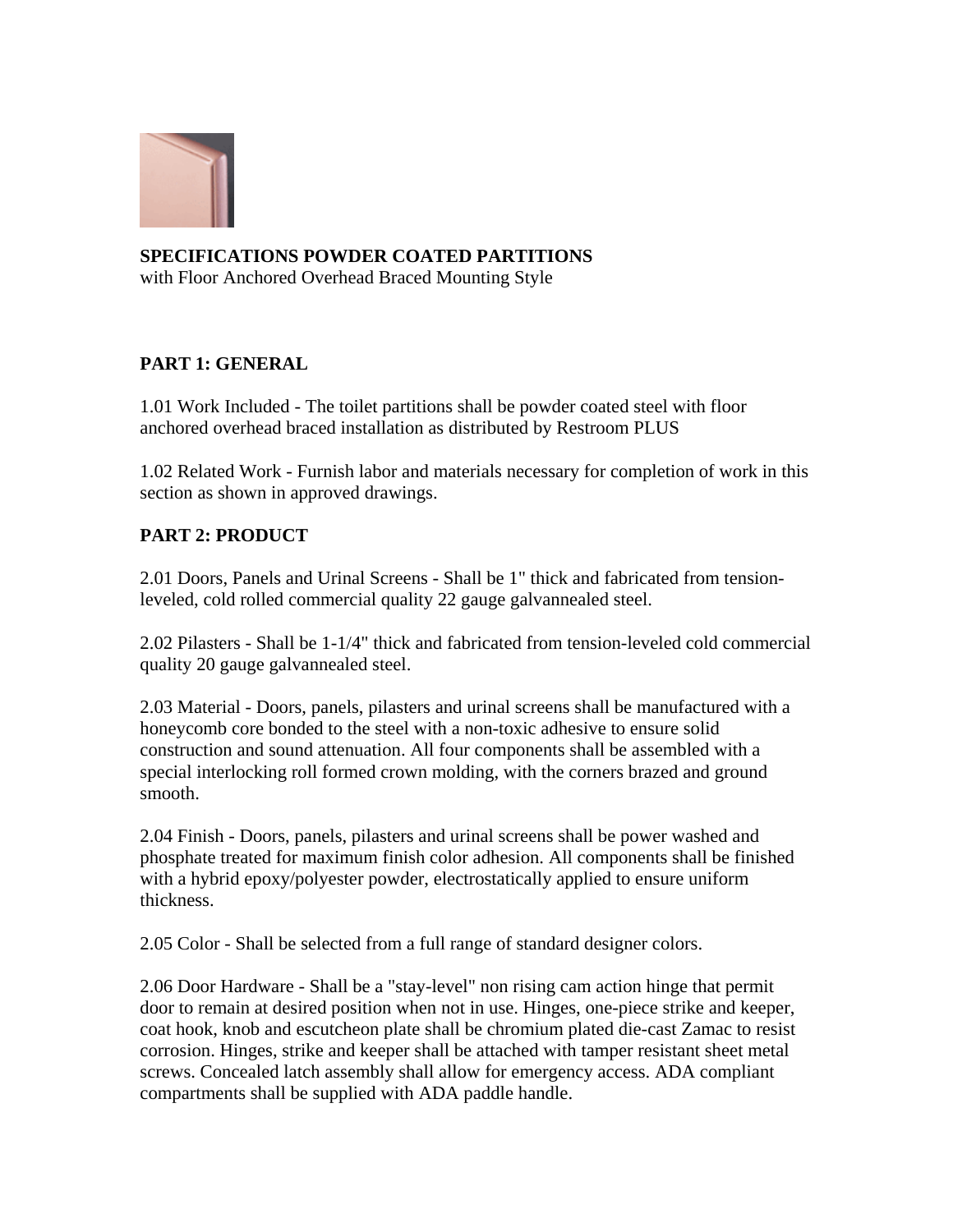**SPECIFICATIONS POWDER COATED PARTITIONS**
with Floor Anchored Overhead Braced Mounting Style

## PART 1: GENERAL

1.01 Work Included - The toilet partitions shall be powder coated steel with floor anchored overhead braced installation as distributed by Restroom PLUS

1.02 Related Work - Furnish labor and materials necessary for completion of work in this section as shown in approved drawings.

## PART 2: PRODUCT

2.01 Doors, Panels and Urinal Screens - Shall be 1" thick and fabricated from tension-leveled, cold rolled commercial quality 22 gauge galvannealed steel.

2.02 Pilasters - Shall be 1-1/4" thick and fabricated from tension-leveled cold commercial quality 20 gauge galvannealed steel.

2.03 Material - Doors, panels, pilasters and urinal screens shall be manufactured with a honeycomb core bonded to the steel with a non-toxic adhesive to ensure solid construction and sound attenuation. All four components shall be assembled with a special interlocking roll formed crown molding, with the corners brazed and ground smooth.

2.04 Finish - Doors, panels, pilasters and urinal screens shall be power washed and phosphate treated for maximum finish color adhesion. All components shall be finished with a hybrid epoxy/polyester powder, electrostatically applied to ensure uniform thickness.

2.05 Color - Shall be selected from a full range of standard designer colors.

2.06 Door Hardware - Shall be a "stay-level" non rising cam action hinge that permit door to remain at desired position when not in use. Hinges, one-piece strike and keeper, coat hook, knob and escutcheon plate shall be chromium plated die-cast Zamac to resist corrosion. Hinges, strike and keeper shall be attached with tamper resistant sheet metal screws. Concealed latch assembly shall allow for emergency access. ADA compliant compartments shall be supplied with ADA paddle handle.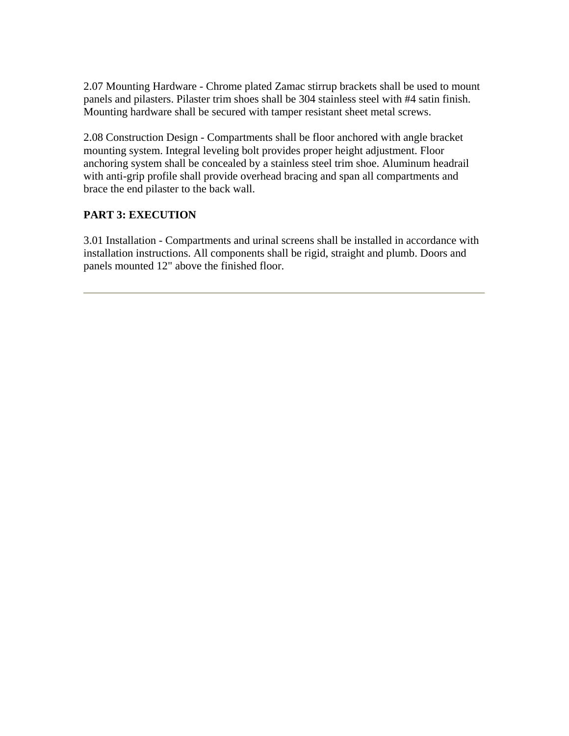2.07 Mounting Hardware - Chrome plated Zamac stirrup brackets shall be used to mount panels and pilasters. Pilaster trim shoes shall be 304 stainless steel with #4 satin finish. Mounting hardware shall be secured with tamper resistant sheet metal screws.

2.08 Construction Design - Compartments shall be floor anchored with angle bracket mounting system. Integral leveling bolt provides proper height adjustment. Floor anchoring system shall be concealed by a stainless steel trim shoe. Aluminum headrail with anti-grip profile shall provide overhead bracing and span all compartments and brace the end pilaster to the back wall.

**PART 3: EXECUTION**

3.01 Installation - Compartments and urinal screens shall be installed in accordance with installation instructions. All components shall be rigid, straight and plumb. Doors and panels mounted 12" above the finished floor.

---